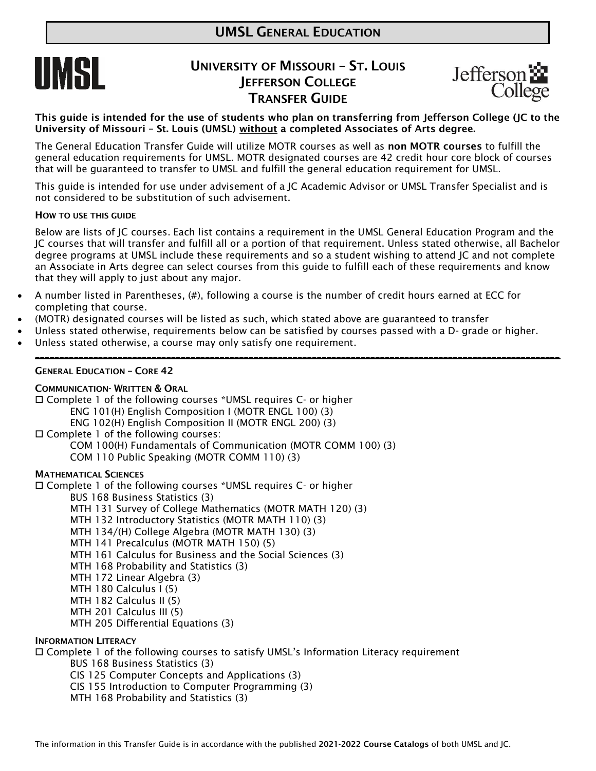# UMSL General Education

## University of Missouri – St. Louis Jefferson College Transfer Guide

**This guide is intended for the use of students who plan on transferring from Jefferson College (JC to the University of Missouri – St. Louis (UMSL) without a completed Associates of Arts degree.**

The General Education Transfer Guide will utilize MOTR courses as well as **non MOTR courses** to fulfill the general education requirements for UMSL. MOTR designated courses are 42 credit hour core block of courses that will be guaranteed to transfer to UMSL and fulfill the general education requirement for UMSL.

This guide is intended for use under advisement of a JC Academic Advisor or UMSL Transfer Specialist and is not considered to be substitution of such advisement.

### How to use this guide

Below are lists of JC courses. Each list contains a requirement in the UMSL General Education Program and the JC courses that will transfer and fulfill all or a portion of that requirement. Unless stated otherwise, all Bachelor degree programs at UMSL include these requirements and so a student wishing to attend JC and not complete an Associate in Arts degree can select courses from this guide to fulfill each of these requirements and know that they will apply to just about any major.

- A number listed in Parentheses, (#), following a course is the number of credit hours earned at ECC for completing that course.
- (MOTR) designated courses will be listed as such, which stated above are guaranteed to transfer
- Unless stated otherwise, requirements below can be satisfied by courses passed with a D- grade or higher.
- Unless stated otherwise, a course may only satisfy one requirement.

---

### General Education – Core 42

#### Communication- Written & Oral

- ☐ Complete 1 of the following courses *UMSL requires C- or higher
  - ENG 101(H) English Composition I (MOTR ENGL 100) (3)
  - ENG 102(H) English Composition II (MOTR ENGL 200) (3)
- ☐ Complete 1 of the following courses:
  - COM 100(H) Fundamentals of Communication (MOTR COMM 100) (3)
  - COM 110 Public Speaking (MOTR COMM 110) (3)

#### Mathematical Sciences

- ☐ Complete 1 of the following courses *UMSL requires C- or higher
  - BUS 168 Business Statistics (3)
  - MTH 131 Survey of College Mathematics (MOTR MATH 120) (3)
  - MTH 132 Introductory Statistics (MOTR MATH 110) (3)
  - MTH 134/(H) College Algebra (MOTR MATH 130) (3)
  - MTH 141 Precalculus (MOTR MATH 150) (5)
  - MTH 161 Calculus for Business and the Social Sciences (3)
  - MTH 168 Probability and Statistics (3)
  - MTH 172 Linear Algebra (3)
  - MTH 180 Calculus I (5)
  - MTH 182 Calculus II (5)
  - MTH 201 Calculus III (5)
  - MTH 205 Differential Equations (3)

#### Information Literacy

- ☐ Complete 1 of the following courses to satisfy UMSL's Information Literacy requirement
  - BUS 168 Business Statistics (3)
  - CIS 125 Computer Concepts and Applications (3)
  - CIS 155 Introduction to Computer Programming (3)
  - MTH 168 Probability and Statistics (3)

The information in this Transfer Guide is in accordance with the published **2021-2022 Course Catalogs** of both UMSL and JC.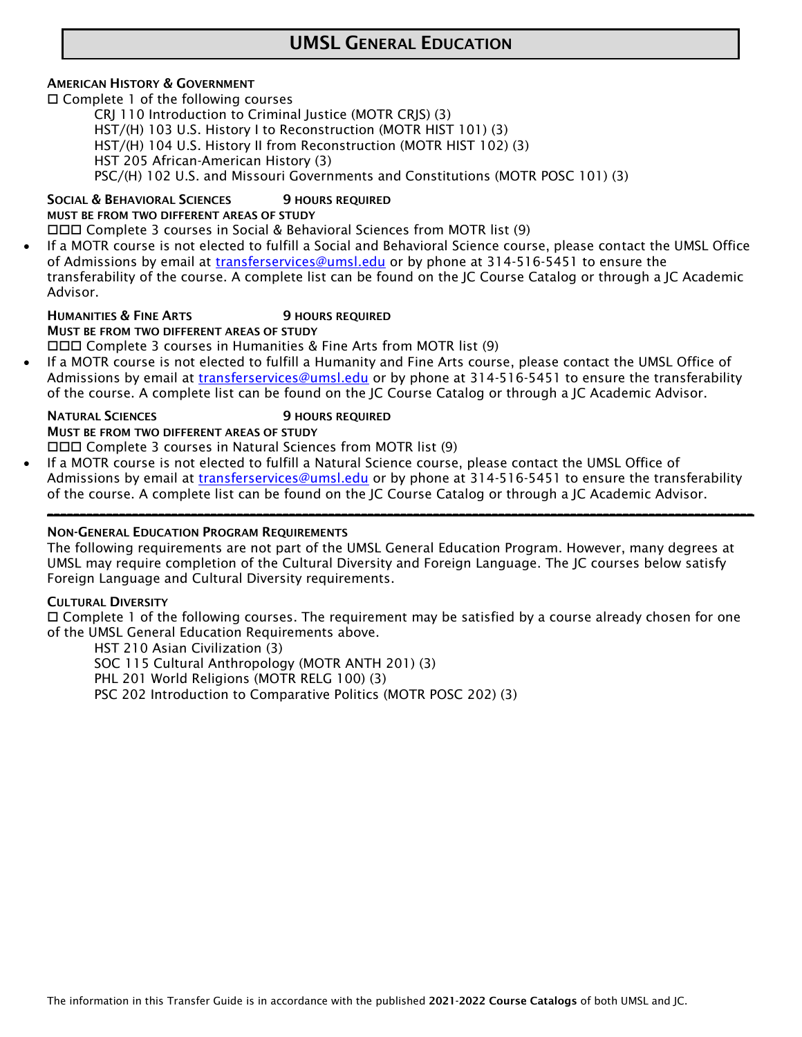# UMSL General Education

### American History & Government

☐ Complete 1 of the following courses

- CRJ 110 Introduction to Criminal Justice (MOTR CRJS) (3)
- HST/(H) 103 U.S. History I to Reconstruction (MOTR HIST 101) (3)
- HST/(H) 104 U.S. History II from Reconstruction (MOTR HIST 102) (3)
- HST 205 African-American History (3)
- PSC/(H) 102 U.S. and Missouri Governments and Constitutions (MOTR POSC 101) (3)

### Social & Behavioral Sciences — 9 hours required

**Must be from two different areas of study**

☐☐☐ Complete 3 courses in Social & Behavioral Sciences from MOTR list (9)

- If a MOTR course is not elected to fulfill a Social and Behavioral Science course, please contact the UMSL Office of Admissions by email at transferservices@umsl.edu or by phone at 314-516-5451 to ensure the transferability of the course. A complete list can be found on the JC Course Catalog or through a JC Academic Advisor.

### Humanities & Fine Arts — 9 hours required

**Must be from two different areas of study**

☐☐☐ Complete 3 courses in Humanities & Fine Arts from MOTR list (9)

- If a MOTR course is not elected to fulfill a Humanity and Fine Arts course, please contact the UMSL Office of Admissions by email at transferservices@umsl.edu or by phone at 314-516-5451 to ensure the transferability of the course. A complete list can be found on the JC Course Catalog or through a JC Academic Advisor.

### Natural Sciences — 9 hours required

**Must be from two different areas of study**

☐☐☐ Complete 3 courses in Natural Sciences from MOTR list (9)

- If a MOTR course is not elected to fulfill a Natural Science course, please contact the UMSL Office of Admissions by email at transferservices@umsl.edu or by phone at 314-516-5451 to ensure the transferability of the course. A complete list can be found on the JC Course Catalog or through a JC Academic Advisor.

---

### Non-General Education Program Requirements

The following requirements are not part of the UMSL General Education Program. However, many degrees at UMSL may require completion of the Cultural Diversity and Foreign Language. The JC courses below satisfy Foreign Language and Cultural Diversity requirements.

### Cultural Diversity

☐ Complete 1 of the following courses. The requirement may be satisfied by a course already chosen for one of the UMSL General Education Requirements above.

- HST 210 Asian Civilization (3)
- SOC 115 Cultural Anthropology (MOTR ANTH 201) (3)
- PHL 201 World Religions (MOTR RELG 100) (3)
- PSC 202 Introduction to Comparative Politics (MOTR POSC 202) (3)

The information in this Transfer Guide is in accordance with the published **2021-2022 Course Catalogs** of both UMSL and JC.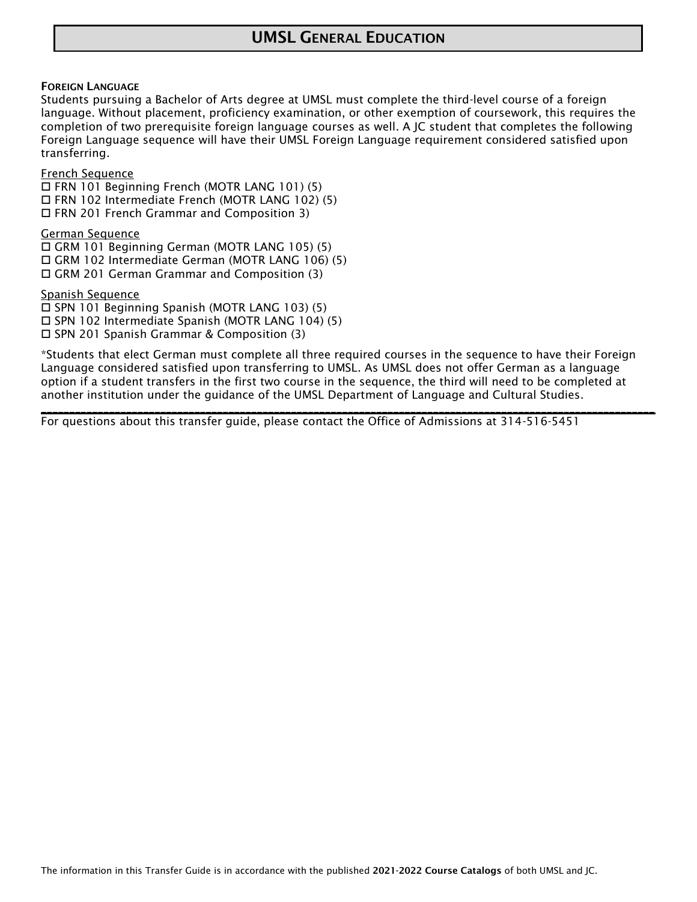# UMSL General Education

### Foreign Language

Students pursuing a Bachelor of Arts degree at UMSL must complete the third-level course of a foreign language. Without placement, proficiency examination, or other exemption of coursework, this requires the completion of two prerequisite foreign language courses as well. A JC student that completes the following Foreign Language sequence will have their UMSL Foreign Language requirement considered satisfied upon transferring.

French Sequence

- ☐ FRN 101 Beginning French (MOTR LANG 101) (5)
- ☐ FRN 102 Intermediate French (MOTR LANG 102) (5)
- ☐ FRN 201 French Grammar and Composition 3)

German Sequence

- ☐ GRM 101 Beginning German (MOTR LANG 105) (5)
- ☐ GRM 102 Intermediate German (MOTR LANG 106) (5)
- ☐ GRM 201 German Grammar and Composition (3)

Spanish Sequence

- ☐ SPN 101 Beginning Spanish (MOTR LANG 103) (5)
- ☐ SPN 102 Intermediate Spanish (MOTR LANG 104) (5)
- ☐ SPN 201 Spanish Grammar & Composition (3)

*Students that elect German must complete all three required courses in the sequence to have their Foreign Language considered satisfied upon transferring to UMSL. As UMSL does not offer German as a language option if a student transfers in the first two course in the sequence, the third will need to be completed at another institution under the guidance of the UMSL Department of Language and Cultural Studies.

---

For questions about this transfer guide, please contact the Office of Admissions at 314-516-5451

The information in this Transfer Guide is in accordance with the published **2021-2022 Course Catalogs** of both UMSL and JC.